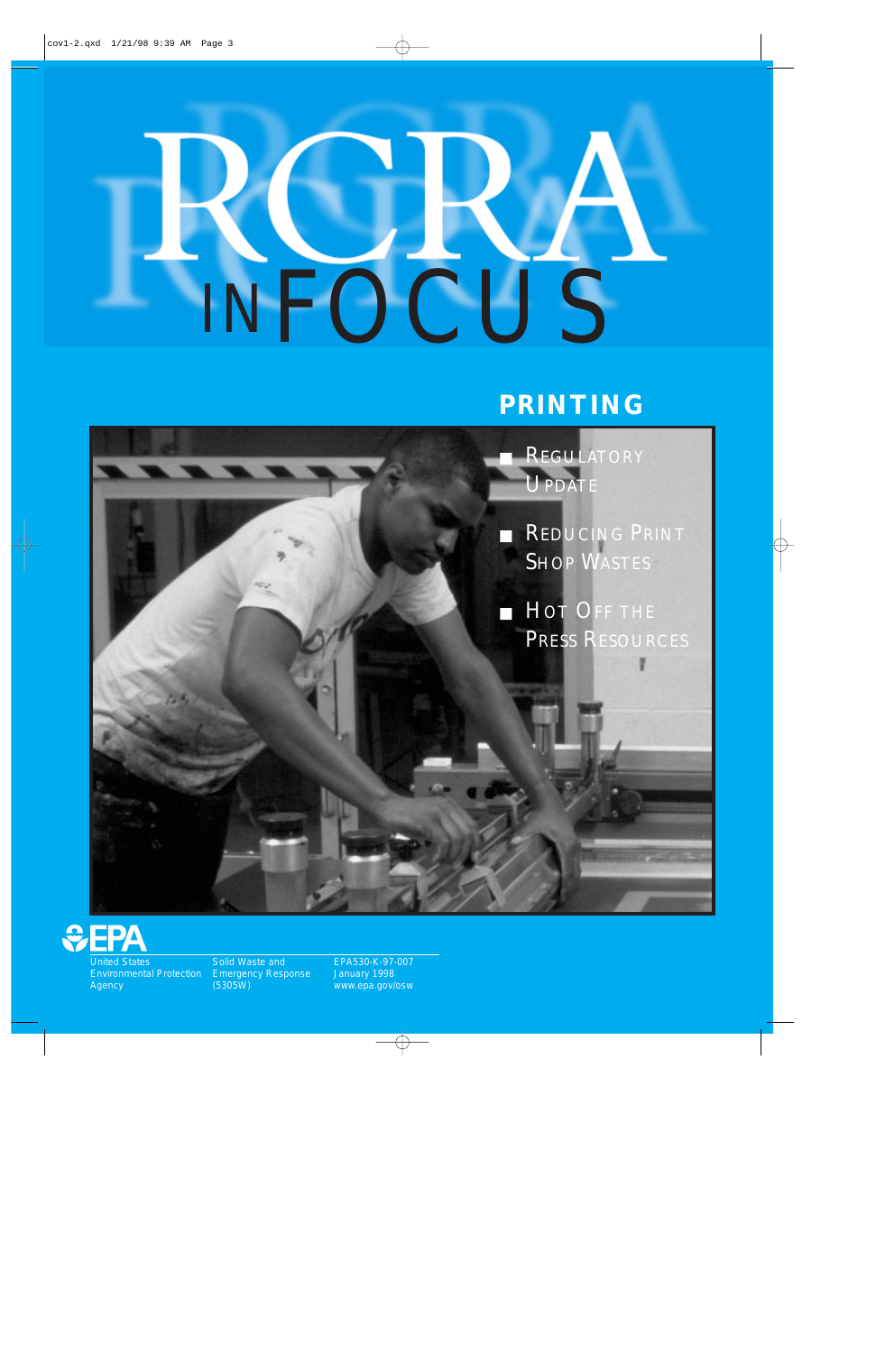# RCRA IN FOCUS

## PRINTING

- Regulatory Update
- Reducing Print Shop Wastes
- Hot Off the Press Resources

EPA

United States Environmental Protection Agency

Solid Waste and Emergency Response (5305W)

EPA530-K-97-007
January 1998
www.epa.gov/osw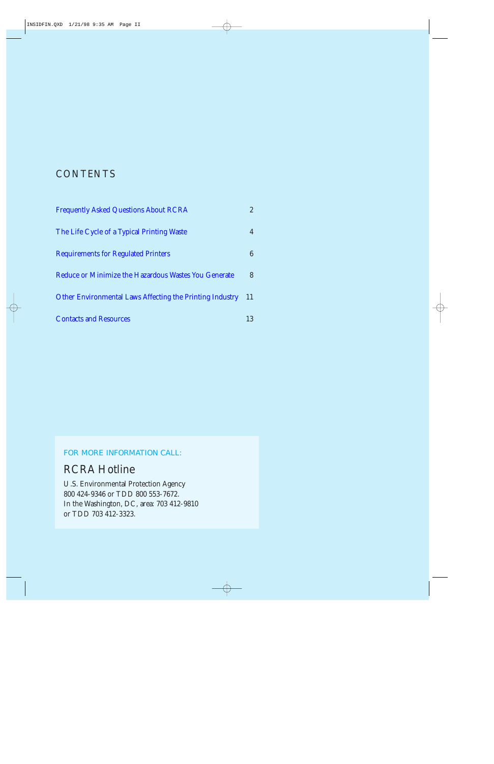## CONTENTS

| | |
|---|---|
| Frequently Asked Questions About RCRA | 2 |
| The Life Cycle of a Typical Printing Waste | 4 |
| Requirements for Regulated Printers | 6 |
| Reduce or Minimize the Hazardous Wastes You Generate | 8 |
| Other Environmental Laws Affecting the Printing Industry | 11 |
| Contacts and Resources | 13 |

FOR MORE INFORMATION CALL:

### RCRA Hotline

U.S. Environmental Protection Agency
800 424-9346 or TDD 800 553-7672.
In the Washington, DC, area: 703 412-9810
or TDD 703 412-3323.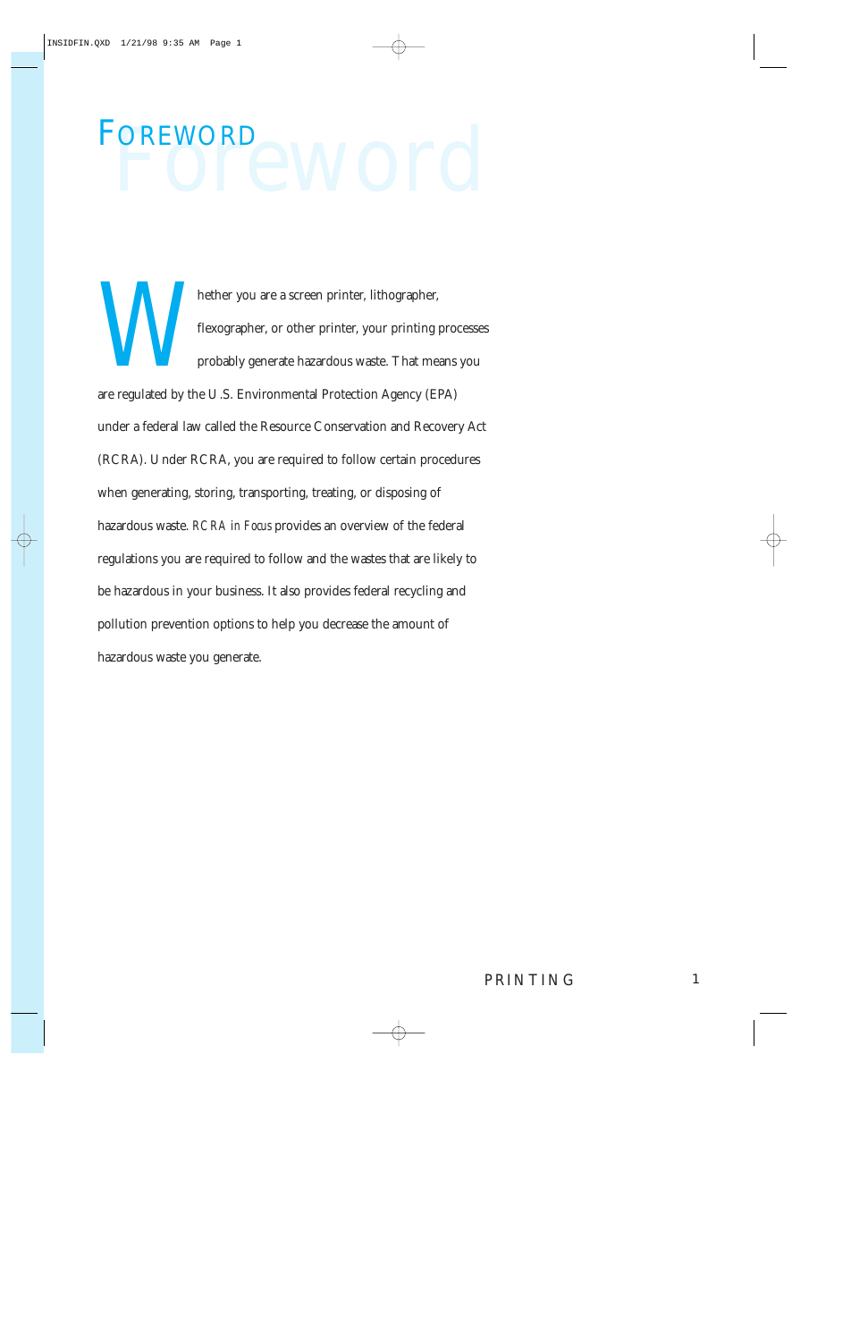# FOREWORD

Whether you are a screen printer, lithographer, flexographer, or other printer, your printing processes probably generate hazardous waste. That means you are regulated by the U.S. Environmental Protection Agency (EPA) under a federal law called the Resource Conservation and Recovery Act (RCRA). Under RCRA, you are required to follow certain procedures when generating, storing, transporting, treating, or disposing of hazardous waste. *RCRA in Focus* provides an overview of the federal regulations you are required to follow and the wastes that are likely to be hazardous in your business. It also provides federal recycling and pollution prevention options to help you decrease the amount of hazardous waste you generate.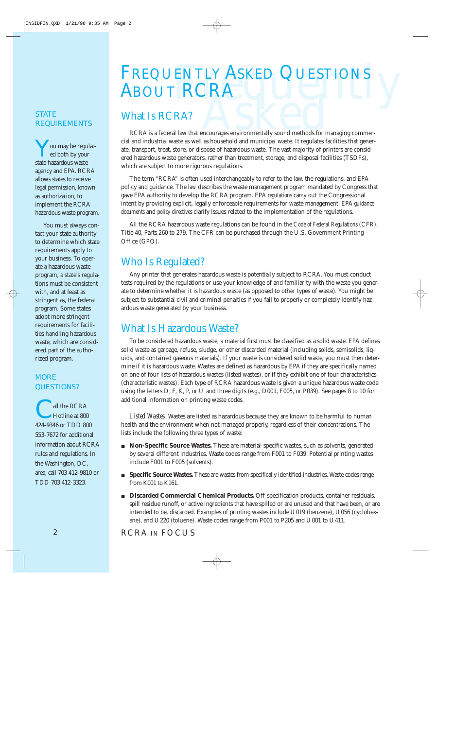# Frequently Asked Questions About RCRA

## What Is RCRA?

RCRA is a federal law that encourages environmentally sound methods for managing commercial and industrial waste as well as household and municipal waste. It regulates facilities that generate, transport, treat, store, or dispose of hazardous waste. The vast majority of printers are considered hazardous waste generators, rather than treatment, storage, and disposal facilities (TSDFs), which are subject to more rigorous regulations.

The term "RCRA" is often used interchangeably to refer to the law, the regulations, and EPA policy and guidance. The *law* describes the waste management program mandated by Congress that gave EPA authority to develop the RCRA program. EPA *regulations* carry out the Congressional intent by providing explicit, legally enforceable requirements for waste management. EPA *guidance documents* and *policy directives* clarify issues related to the implementation of the regulations.

All the RCRA hazardous waste regulations can be found in the *Code of Federal Regulations* (CFR), Title 40, Parts 260 to 279. The CFR can be purchased through the U.S. Government Printing Office (GPO).

## Who Is Regulated?

Any printer that generates hazardous waste is potentially subject to RCRA. You must conduct tests required by the regulations or use your knowledge of and familiarity with the waste you generate to determine whether it is hazardous waste (as opposed to other types of waste). You might be subject to substantial civil and criminal penalties if you fail to properly or completely identify hazardous waste generated by your business.

## What Is Hazardous Waste?

To be considered hazardous waste, a material first must be classified as a solid waste. EPA defines solid waste as garbage, refuse, sludge, or other discarded material (including solids, semisolids, liquids, and contained gaseous materials). If your waste is considered solid waste, you must then determine if it is hazardous waste. Wastes are defined as hazardous by EPA if they are specifically named on one of four lists of hazardous wastes (listed wastes), or if they exhibit one of four characteristics (characteristic wastes). Each type of RCRA hazardous waste is given a unique hazardous waste code using the letters D, F, K, P, or U and three digits (e.g., D001, F005, or P039). See pages 8 to 10 for additional information on printing waste codes.

*Listed Wastes.* Wastes are listed as hazardous because they are known to be harmful to human health and the environment when not managed properly, regardless of their concentrations. The lists include the following three types of waste:

- **Non-Specific Source Wastes.** These are material-specific wastes, such as solvents, generated by several different industries. Waste codes range from F001 to F039. Potential printing wastes include F001 to F005 (solvents).
- **Specific Source Wastes.** These are wastes from specifically identified industries. Waste codes range from K001 to K161.
- **Discarded Commercial Chemical Products.** Off-specification products, container residuals, spill residue runoff, or active ingredients that have spilled or are unused and that have been, or are intended to be, discarded. Examples of printing wastes include U019 (benzene), U056 (cyclohexane), and U220 (toluene). Waste codes range from P001 to P205 and U001 to U411.

### State Requirements

You may be regulated both by your state hazardous waste agency and EPA. RCRA allows states to receive legal permission, known as authorization, to implement the RCRA hazardous waste program.

You must always contact your state authority to determine which state requirements apply to your business. To operate a hazardous waste program, a state's regulations must be consistent with, and at least as stringent as, the federal program. Some states adopt more stringent requirements for facilities handling hazardous waste, which are considered part of the authorized program.

### More Questions?

Call the RCRA Hotline at 800 424-9346 or TDD 800 553-7672 for additional information about RCRA rules and regulations. In the Washington, DC, area, call 703 412-9810 or TDD 703 412-3323.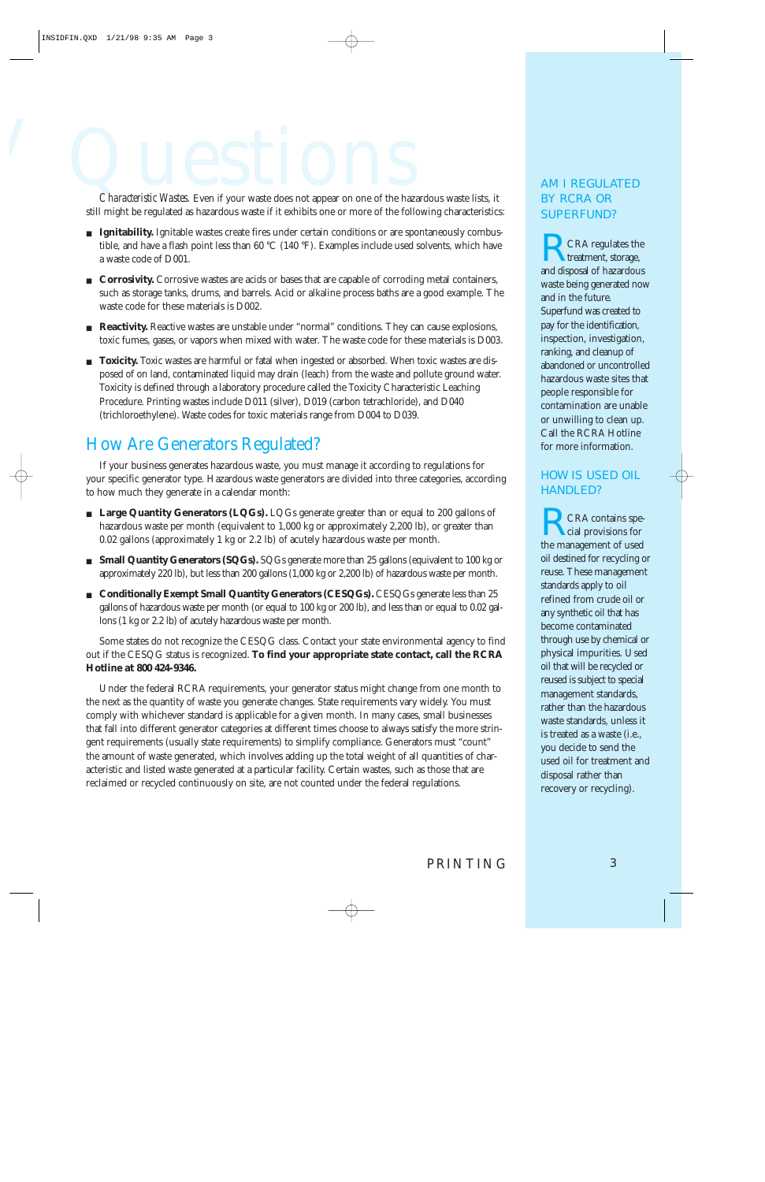# Questions

*Characteristic Wastes.* Even if your waste does not appear on one of the hazardous waste lists, it still might be regulated as hazardous waste if it exhibits one or more of the following characteristics:

- **Ignitability.** Ignitable wastes create fires under certain conditions or are spontaneously combustible, and have a flash point less than 60 °C (140 °F). Examples include used solvents, which have a waste code of D001.
- **Corrosivity.** Corrosive wastes are acids or bases that are capable of corroding metal containers, such as storage tanks, drums, and barrels. Acid or alkaline process baths are a good example. The waste code for these materials is D002.
- **Reactivity.** Reactive wastes are unstable under "normal" conditions. They can cause explosions, toxic fumes, gases, or vapors when mixed with water. The waste code for these materials is D003.
- **Toxicity.** Toxic wastes are harmful or fatal when ingested or absorbed. When toxic wastes are disposed of on land, contaminated liquid may drain (leach) from the waste and pollute ground water. Toxicity is defined through a laboratory procedure called the Toxicity Characteristic Leaching Procedure. Printing wastes include D011 (silver), D019 (carbon tetrachloride), and D040 (trichloroethylene). Waste codes for toxic materials range from D004 to D039.

## How Are Generators Regulated?

If your business generates hazardous waste, you must manage it according to regulations for your specific generator type. Hazardous waste generators are divided into three categories, according to how much they generate in a calendar month:

- **Large Quantity Generators (LQGs).** LQGs generate greater than or equal to 200 gallons of hazardous waste per month (equivalent to 1,000 kg or approximately 2,200 lb), or greater than 0.02 gallons (approximately 1 kg or 2.2 lb) of acutely hazardous waste per month.
- **Small Quantity Generators (SQGs).** SQGs generate more than 25 gallons (equivalent to 100 kg or approximately 220 lb), but less than 200 gallons (1,000 kg or 2,200 lb) of hazardous waste per month.
- **Conditionally Exempt Small Quantity Generators (CESQGs).** CESQGs generate less than 25 gallons of hazardous waste per month (or equal to 100 kg or 200 lb), and less than or equal to 0.02 gallons (1 kg or 2.2 lb) of acutely hazardous waste per month.

Some states do not recognize the CESQG class. Contact your state environmental agency to find out if the CESQG status is recognized. **To find your appropriate state contact, call the RCRA Hotline at 800 424-9346.**

Under the federal RCRA requirements, your generator status might change from one month to the next as the quantity of waste you generate changes. State requirements vary widely. You must comply with whichever standard is applicable for a given month. In many cases, small businesses that fall into different generator categories at different times choose to always satisfy the more stringent requirements (usually state requirements) to simplify compliance. Generators must "count" the amount of waste generated, which involves adding up the total weight of all quantities of characteristic and listed waste generated at a particular facility. Certain wastes, such as those that are reclaimed or recycled continuously on site, are not counted under the federal regulations.

### AM I REGULATED BY RCRA OR SUPERFUND?

RCRA regulates the treatment, storage, and disposal of hazardous waste being generated now and in the future. Superfund was created to pay for the identification, inspection, investigation, ranking, and cleanup of abandoned or uncontrolled hazardous waste sites that people responsible for contamination are unable or unwilling to clean up. Call the RCRA Hotline for more information.

### HOW IS USED OIL HANDLED?

RCRA contains special provisions for the management of used oil destined for recycling or reuse. These management standards apply to oil refined from crude oil or any synthetic oil that has become contaminated through use by chemical or physical impurities. Used oil that will be recycled or reused is subject to special management standards, rather than the hazardous waste standards, unless it is treated as a waste (i.e., you decide to send the used oil for treatment and disposal rather than recovery or recycling).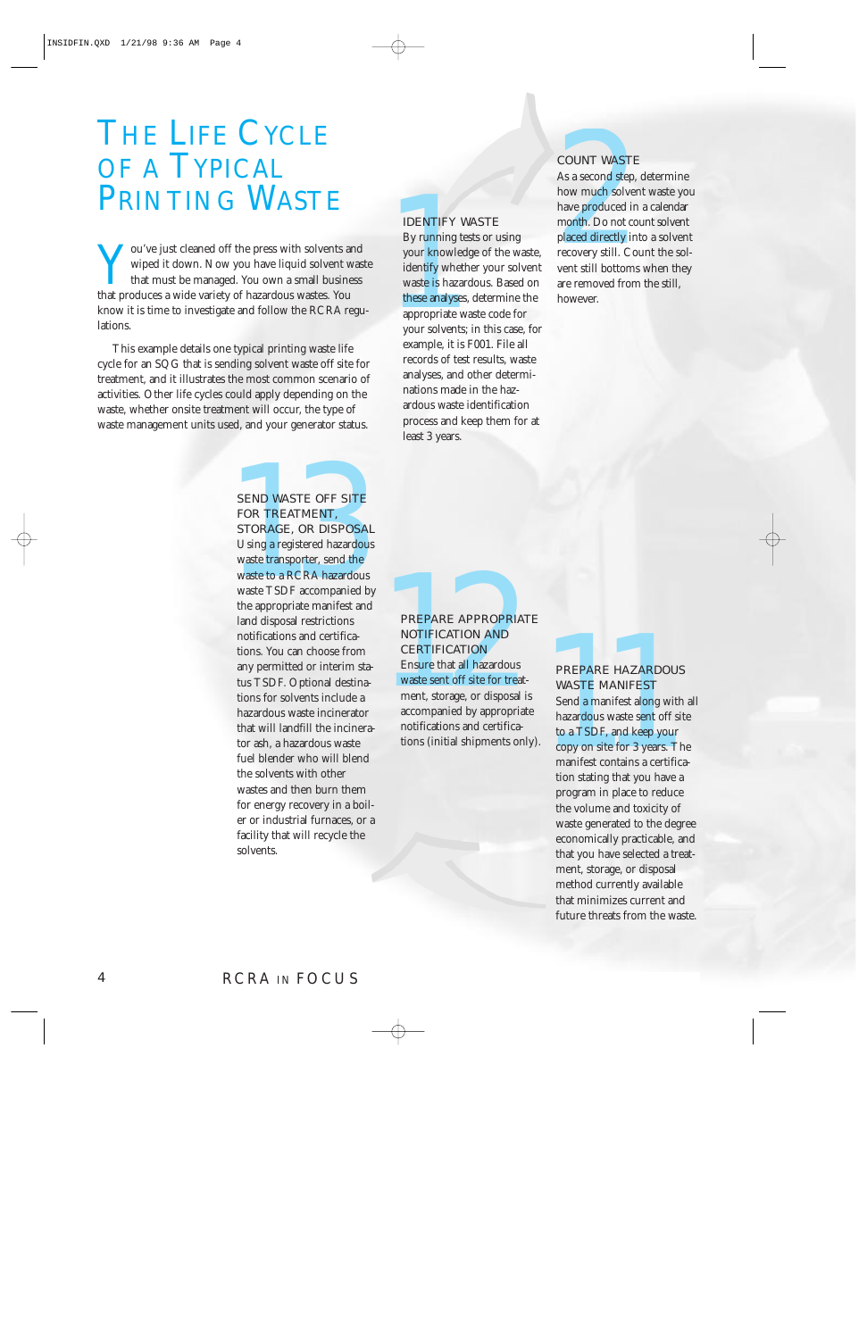# The Life Cycle of a Typical Printing Waste

You've just cleaned off the press with solvents and wiped it down. Now you have liquid solvent waste that must be managed. You own a small business that produces a wide variety of hazardous wastes. You know it is time to investigate and follow the RCRA regulations.

This example details one typical printing waste life cycle for an SQG that is sending solvent waste off site for treatment, and it illustrates the most common scenario of activities. Other life cycles could apply depending on the waste, whether onsite treatment will occur, the type of waste management units used, and your generator status.

## 1 IDENTIFY WASTE

By running tests or using your knowledge of the waste, identify whether your solvent waste is hazardous. Based on these analyses, determine the appropriate waste code for your solvents; in this case, for example, it is F001. File all records of test results, waste analyses, and other determinations made in the hazardous waste identification process and keep them for at least 3 years.

## 2 COUNT WASTE

As a second step, determine how much solvent waste you have produced in a calendar month. Do not count solvent placed directly into a solvent recovery still. Count the solvent still bottoms when they are removed from the still, however.

## 11 PREPARE HAZARDOUS WASTE MANIFEST

Send a manifest along with all hazardous waste sent off site to a TSDF, and keep your copy on site for 3 years. The manifest contains a certification stating that you have a program in place to reduce the volume and toxicity of waste generated to the degree economically practicable, and that you have selected a treatment, storage, or disposal method currently available that minimizes current and future threats from the waste.

## 12 PREPARE APPROPRIATE NOTIFICATION AND CERTIFICATION

Ensure that all hazardous waste sent off site for treatment, storage, or disposal is accompanied by appropriate notifications and certifications (initial shipments only).

## 13 SEND WASTE OFF SITE FOR TREATMENT, STORAGE, OR DISPOSAL

Using a registered hazardous waste transporter, send the waste to a RCRA hazardous waste TSDF accompanied by the appropriate manifest and land disposal restrictions notifications and certifications. You can choose from any permitted or interim status TSDF. Optional destinations for solvents include a hazardous waste incinerator that will landfill the incinerator ash, a hazardous waste fuel blender who will blend the solvents with other wastes and then burn them for energy recovery in a boiler or industrial furnaces, or a facility that will recycle the solvents.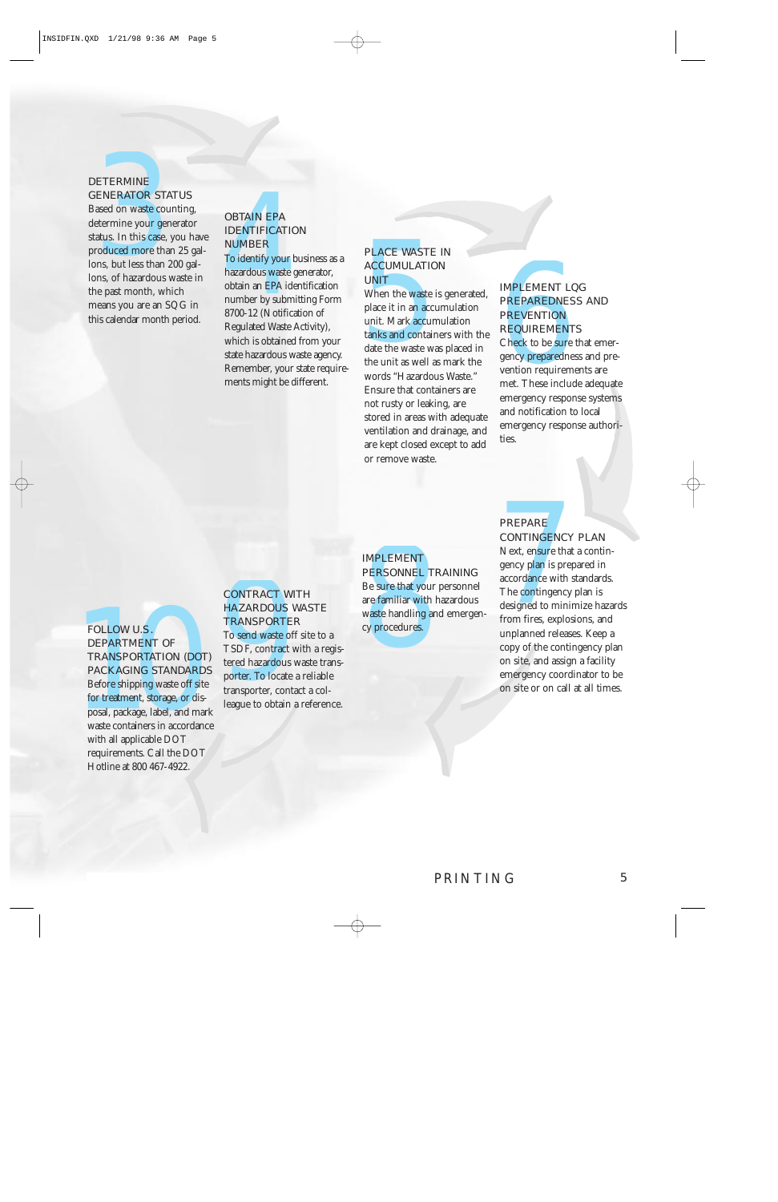## 3 DETERMINE GENERATOR STATUS

Based on waste counting, determine your generator status. In this case, you have produced more than 25 gallons, but less than 200 gallons, of hazardous waste in the past month, which means you are an SQG in this calendar month period.

## 4 OBTAIN EPA IDENTIFICATION NUMBER

To identify your business as a hazardous waste generator, obtain an EPA identification number by submitting Form 8700-12 (Notification of Regulated Waste Activity), which is obtained from your state hazardous waste agency. Remember, your state requirements might be different.

## 5 PLACE WASTE IN ACCUMULATION UNIT

When the waste is generated, place it in an accumulation unit. Mark accumulation tanks and containers with the date the waste was placed in the unit as well as mark the words "Hazardous Waste." Ensure that containers are not rusty or leaking, are stored in areas with adequate ventilation and drainage, and are kept closed except to add or remove waste.

## 6 IMPLEMENT LQG PREPAREDNESS AND PREVENTION REQUIREMENTS

Check to be sure that emergency preparedness and prevention requirements are met. These include adequate emergency response systems and notification to local emergency response authorities.

## 7 PREPARE CONTINGENCY PLAN

Next, ensure that a contingency plan is prepared in accordance with standards. The contingency plan is designed to minimize hazards from fires, explosions, and unplanned releases. Keep a copy of the contingency plan on site, and assign a facility emergency coordinator to be on site or on call at all times.

## 8 IMPLEMENT PERSONNEL TRAINING

Be sure that your personnel are familiar with hazardous waste handling and emergency procedures.

## 9 CONTRACT WITH HAZARDOUS WASTE TRANSPORTER

To send waste off site to a TSDF, contract with a registered hazardous waste transporter. To locate a reliable transporter, contact a colleague to obtain a reference.

## 10 FOLLOW U.S. DEPARTMENT OF TRANSPORTATION (DOT) PACKAGING STANDARDS

Before shipping waste off site for treatment, storage, or disposal, package, label, and mark waste containers in accordance with all applicable DOT requirements. Call the DOT Hotline at 800 467-4922.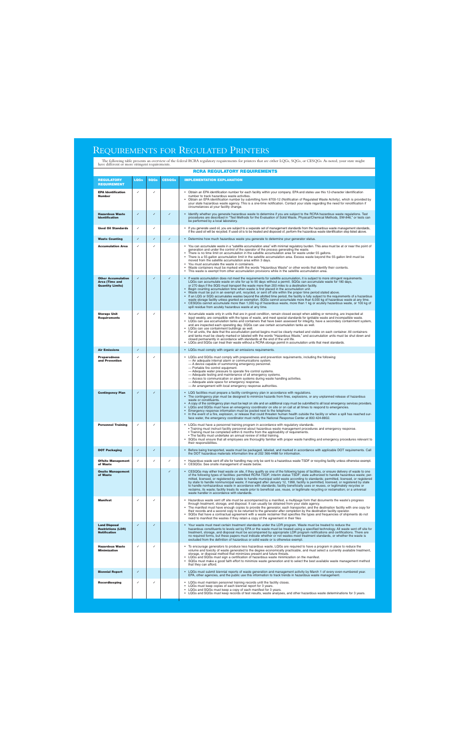# Requirements for Regulated Printers

The following table presents an overview of the federal RCRA regulatory requirements for printers that are either LQGs, SQGs, or CESQGs. As noted, your state might have different or more stringent requirements.

**RCRA REGULATORY REQUIREMENTS**

| REGULATORY REQUIREMENT | LQGs | SQGs | CESQGs | IMPLEMENTATION EXPLANATION |
|---|---|---|---|---|
| **EPA Identification Number** | ✓ | ✓ | | • Obtain an EPA identification number for each facility within your company. EPA and states use this 12-character identification number to track hazardous waste activities. • Obtain an EPA identification number by submitting form 8700-12 (Notification of Regulated Waste Activity), which is provided by your state hazardous waste agency. This is a one-time notification. Contact your state regarding the need for renotification if circumstances at your facility change. |
| **Hazardous Waste Identification** | ✓ | ✓ | ✓ | • Identify whether you generate hazardous waste to determine if you are subject to the RCRA hazardous waste regulations. Test procedures are described in "Test Methods for the Evaluation of Solid Waste, Physical/Chemical Methods, SW-846," or tests can be performed by a local laboratory. |
| **Used Oil Standards** | ✓ | ✓ | | • If you generate used oil, you are subject to a separate set of management standards from the hazardous waste management standards, if the used oil will be recycled. If used oil is to be treated and disposed of, perform the hazardous waste identification step listed above. |
| **Waste Counting** | ✓ | ✓ | ✓ | • Determine how much hazardous waste you generate to determine your generator status. |
| **Accumulation Area** | ✓ | ✓ | | • You can accumulate waste in a "satellite accumulation area" with minimal regulatory burden. This area must be at or near the point of generation and under the control of the operator of the process generating the waste. • There is no time limit on accumulation in the satellite accumulation area for waste under 55 gallons. • There is a 55-gallon accumulation limit in the satellite accumulation area. Excess waste beyond the 55-gallon limit must be moved from the satellite accumulation area within 3 days. • You must accumulate the waste in containers. • Waste containers must be marked with the words "Hazardous Waste" or other words that identify their contents. • This waste is exempt from other accumulation provisions while in the satellite accumulation area. |
| **Other Accumulation Area (Time and Quantity Limits)** | ✓ | ✓ | ✓ | • If waste accumulation does not meet the requirements for satellite accumulation, it is subject to more stringent requirements. LQGs can accumulate waste on site for up to 90 days without a permit. SQGs can accumulate waste for 180 days, or 270 days if the SQG must transport the waste more than 200 miles to a destination facility. • Begin counting accumulation time when waste is first placed in the accumulation unit. • Waste must be put in an exempt unit, recycled, or sent off site within the proper time period stated above. • If an LQG or SQG accumulates wastes beyond the allotted time period, the facility is fully subject to the requirements of a hazardous waste storage facility unless granted an exemption. SQGs cannot accumulate more than 6,000 kg of hazardous waste at any time. • CESQGs cannot accumulate more than 1,000 kg of hazardous waste, more than 1 kg or acutely hazardous waste, or 100 kg of spill residue from acutely hazardous waste at any time. |
| **Storage Unit Requirements** | ✓ | ✓ | | • Accumulate waste only in units that are in good condition, remain closed except when adding or removing, are inspected at least weekly, are compatible with the types of waste, and meet special standards for ignitable waste and incompatible waste. • LQGs can use accumulation tanks and containers that have been assessed for integrity, have a secondary containment system, and are inspected each operating day. SQGs can use certain accumulation tanks as well. • LQGs can use containment buildings as well. • For all units, the date that the accumulation period begins must be clearly marked and visible on each container. All containers and tanks must be clearly marked or labeled with the words "Hazardous Waste," and accumulation units must be shut down and closed permanently in accordance with standards at the end of the unit life. • LQGs and SQGs can treat their waste without a RCRA storage permit in accumulation units that meet standards. |
| **Air Emissions** | ✓ | | | • LQGs must comply with organic air emissions requirements. |
| **Preparedness and Prevention** | ✓ | ✓ | | • LQGs and SQGs must comply with preparedness and prevention requirements, including the following: — An adequate internal alarm or communications system. — A device capable of summoning emergency personnel. — Portable fire control equipment. — Adequate water pressure to operate fire control systems. — Adequate testing and maintenance of all emergency systems. — Access to communication or alarm systems during waste handling activities. — Adequate aisle space for emergency response. — An arrangement with local emergency response authorities. |
| **Contingency Plan** | ✓ | ✓ | | • LQG facilities must prepare a facility contingency plan in accordance with regulations. • The contingency plan must be designed to minimize hazards from fires, explosions, or any unplanned release of hazardous waste or constituents. • A copy of the contingency plan must be kept on site and an additional copy must be submitted to all local emergency services providers. • LQGs and SQGs must have an emergency coordinator on site or on call at all times to respond to emergencies. • Emergency response information must be posted next to the telephone. • In the event of a fire, explosion, or release that could threaten human health outside the facility or when a spill has reached surface water, the emergency coordinator must notify the National Response Center at 800 424-8802. |
| **Personnel Training** | ✓ | ✓ | | • LQGs must have a personnel training program in accordance with regulatory standards. • Training must instruct facility personnel about hazardous waste management procedures and emergency response. • Training must be completed within 6 months from the applicability of requirements. • The facility must undertake an annual review of initial training. • SQGs must ensure that all employees are thoroughly familiar with proper waste handling and emergency procedures relevant to their responsibilities. |
| **DOT Packaging** | ✓ | ✓ | | • Before being transported, waste must be packaged, labeled, and marked in accordance with applicable DOT requirements. Call the DOT hazardous materials information line at 202 366-4488 for information. |
| **Offsite Management of Waste** | ✓ | ✓ | ✓ | • Hazardous waste sent off site for handling may only be sent to a hazardous waste TSDF or recycling facility unless otherwise exempt. • CESQGs: See onsite management of waste below. |
| **Onsite Management of Waste** | | | ✓ | • CESQGs may either treat waste on site, if they qualify as one of the following types of facilities, or ensure delivery of waste to one of the following types of facilities: permitted RCRA TSDF; interim status TSDF; state authorized to handle hazardous waste; permitted, licensed, or registered by state to handle nonmunicipal solid waste according to standards; permitted, licensed, or registered by state to handle nonmunicipal waste; if managed after January 12, 1998, facility is permitted, licensed, or registered by state to handle nonhazardous waste in accordance with standards; facility beneficially uses or reuses, or legitimately recycles or reclaims, its waste; facility treats its waste prior to beneficial use, reuse, or legitimate recycling or reclamation; or a universal waste handler in accordance with standards. |
| **Manifest** | ✓ | ✓ | | • Hazardous waste sent off site must be accompanied by a manifest, a multipage form that documents the waste's progress through treatment, storage, and disposal. It can usually be obtained from your state agency. • The manifest must have enough copies to provide the generator, each transporter, and the destination facility with one copy for their records and a second copy to be returned to the generator after completion by the destination facility operator. • SQGs that have a contractual agreement with a waste reclaimer that specifies the types and frequencies of shipments do not need to manifest the wastes if they retain a copy of the agreement in their files |
| **Land Disposal Restrictions (LDR) Notification** | ✓ | ✓ | | • Your waste must meet certain treatment standards under the LDR program. Waste must be treated to reduce the hazardous constituents to levels set by EPA or the waste must be treated using a specified technology. All waste sent off site for treatment, storage, and disposal must be accompanied by appropriate LDR program notifications and certifications. There are no required forms, but these papers must indicate whether or not wastes meet treatment standards, or whether the waste is excluded from the definition of hazardous or solid waste or is otherwise exempt. |
| **Hazardous Waste Minimization** | ✓ | ✓ | | • To encourage generators to produce less hazardous waste, LQGs are required to have a program in place to reduce the volume and toxicity of waste generated to the degree economically practicable, and must select a currently available treatment, storage, or disposal method that minimizes present and future threats. • LQGs and SQGs must sign a certification of hazardous waste minimization on the manifest. • SQGs must make a good faith effort to minimize waste generation and to select the best available waste management method that they can afford. |
| **Biennial Report** | ✓ | | | • LQGs must submit biennial reports of waste generation and management activity by March 1 of every even-numbered year. EPA, other agencies, and the public use this information to track trends in hazardous waste management. |
| **Recordkeeping** | ✓ | ✓ | | • LQGs must maintain personnel training records until the facility closes. • LQGs must keep copies of each biennial report for 3 years. • LQGs and SQGs must keep a copy of each manifest for 3 years. • LQGs and SQGs must keep records of test results, waste analyses, and other hazardous waste determinations for 3 years. |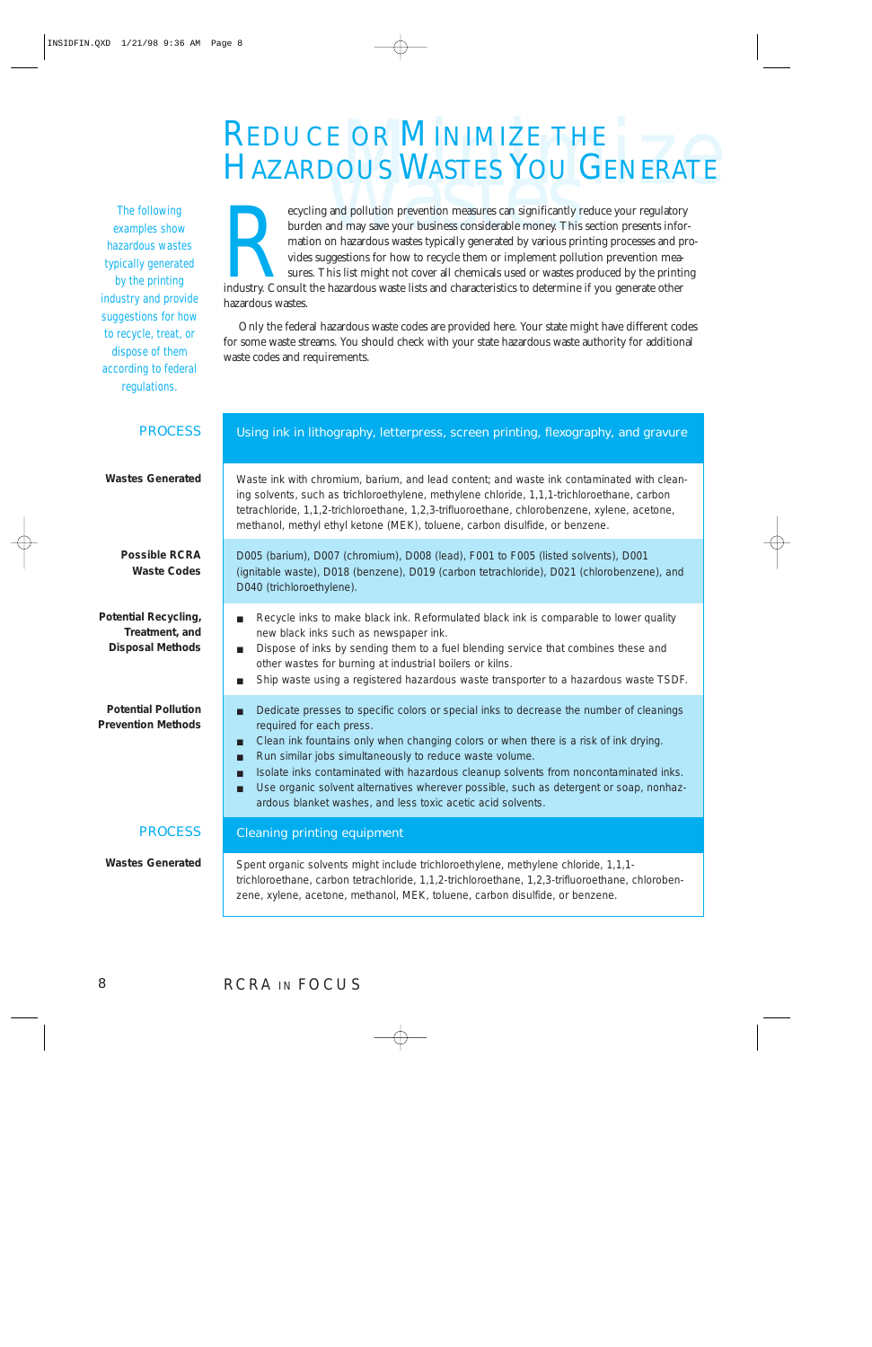# Reduce or Minimize the Hazardous Wastes You Generate

The following examples show hazardous wastes typically generated by the printing industry and provide suggestions for how to recycle, treat, or dispose of them according to federal regulations.

Recycling and pollution prevention measures can significantly reduce your regulatory burden and may save your business considerable money. This section presents information on hazardous wastes typically generated by various printing processes and provides suggestions for how to recycle them or implement pollution prevention measures. This list might not cover all chemicals used or wastes produced by the printing industry. Consult the hazardous waste lists and characteristics to determine if you generate other hazardous wastes.

Only the federal hazardous waste codes are provided here. Your state might have different codes for some waste streams. You should check with your state hazardous waste authority for additional waste codes and requirements.

| PROCESS | Using ink in lithography, letterpress, screen printing, flexography, and gravure |
|---|---|
| **Wastes Generated** | Waste ink with chromium, barium, and lead content; and waste ink contaminated with cleaning solvents, such as trichloroethylene, methylene chloride, 1,1,1-trichloroethane, carbon tetrachloride, 1,1,2-trichloroethane, 1,2,3-trifluoroethane, chlorobenzene, xylene, acetone, methanol, methyl ethyl ketone (MEK), toluene, carbon disulfide, or benzene. |
| **Possible RCRA Waste Codes** | D005 (barium), D007 (chromium), D008 (lead), F001 to F005 (listed solvents), D001 (ignitable waste), D018 (benzene), D019 (carbon tetrachloride), D021 (chlorobenzene), and D040 (trichloroethylene). |
| **Potential Recycling, Treatment, and Disposal Methods** | ■ Recycle inks to make black ink. Reformulated black ink is comparable to lower quality new black inks such as newspaper ink.<br>■ Dispose of inks by sending them to a fuel blending service that combines these and other wastes for burning at industrial boilers or kilns.<br>■ Ship waste using a registered hazardous waste transporter to a hazardous waste TSDF. |
| **Potential Pollution Prevention Methods** | ■ Dedicate presses to specific colors or special inks to decrease the number of cleanings required for each press.<br>■ Clean ink fountains only when changing colors or when there is a risk of ink drying.<br>■ Run similar jobs simultaneously to reduce waste volume.<br>■ Isolate inks contaminated with hazardous cleanup solvents from noncontaminated inks.<br>■ Use organic solvent alternatives wherever possible, such as detergent or soap, nonhazardous blanket washes, and less toxic acetic acid solvents. |

| PROCESS | Cleaning printing equipment |
|---|---|
| **Wastes Generated** | Spent organic solvents might include trichloroethylene, methylene chloride, 1,1,1-trichloroethane, carbon tetrachloride, 1,1,2-trichloroethane, 1,2,3-trifluoroethane, chlorobenzene, xylene, acetone, methanol, MEK, toluene, carbon disulfide, or benzene. |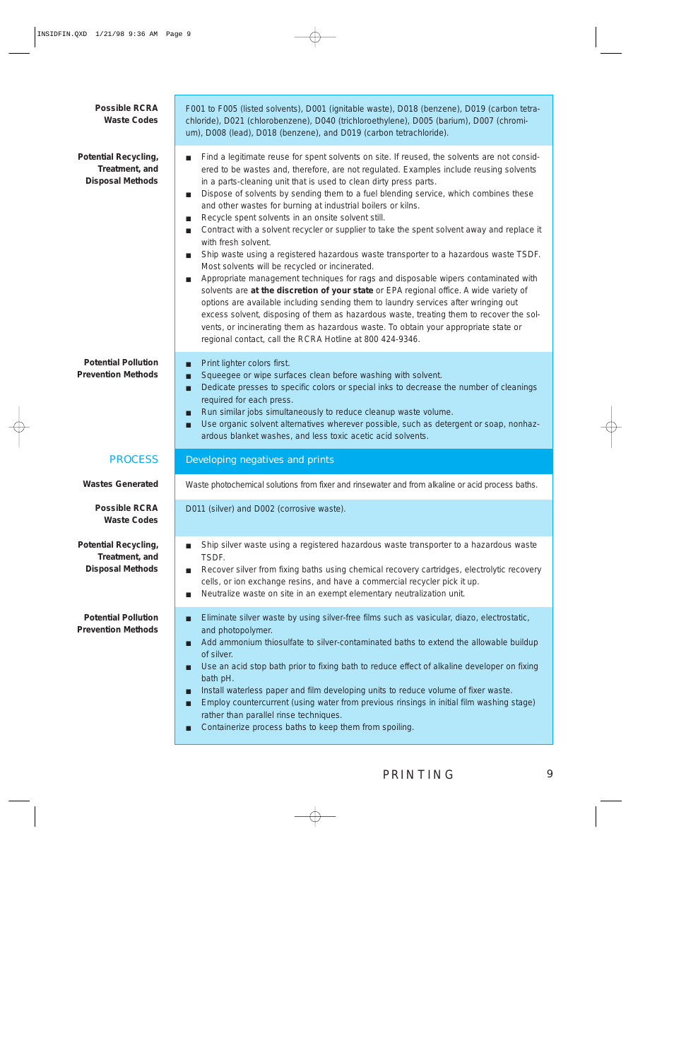| | |
|---|---|
| **Possible RCRA Waste Codes** | F001 to F005 (listed solvents), D001 (ignitable waste), D018 (benzene), D019 (carbon tetrachloride), D021 (chlorobenzene), D040 (trichloroethylene), D005 (barium), D007 (chromium), D008 (lead), D018 (benzene), and D019 (carbon tetrachloride). |
| **Potential Recycling, Treatment, and Disposal Methods** | ■ Find a legitimate reuse for spent solvents on site. If reused, the solvents are not considered to be wastes and, therefore, are not regulated. Examples include reusing solvents in a parts-cleaning unit that is used to clean dirty press parts.<br>■ Dispose of solvents by sending them to a fuel blending service, which combines these and other wastes for burning at industrial boilers or kilns.<br>■ Recycle spent solvents in an onsite solvent still.<br>■ Contract with a solvent recycler or supplier to take the spent solvent away and replace it with fresh solvent.<br>■ Ship waste using a registered hazardous waste transporter to a hazardous waste TSDF. Most solvents will be recycled or incinerated.<br>■ Appropriate management techniques for rags and disposable wipers contaminated with solvents are **at the discretion of your state** or EPA regional office. A wide variety of options are available including sending them to laundry services after wringing out excess solvent, disposing of them as hazardous waste, treating them to recover the solvents, or incinerating them as hazardous waste. To obtain your appropriate state or regional contact, call the RCRA Hotline at 800 424-9346. |
| **Potential Pollution Prevention Methods** | ■ Print lighter colors first.<br>■ Squeegee or wipe surfaces clean before washing with solvent.<br>■ Dedicate presses to specific colors or special inks to decrease the number of cleanings required for each press.<br>■ Run similar jobs simultaneously to reduce cleanup waste volume.<br>■ Use organic solvent alternatives wherever possible, such as detergent or soap, nonhazardous blanket washes, and less toxic acetic acid solvents. |
| **PROCESS** | **Developing negatives and prints** |
| **Wastes Generated** | Waste photochemical solutions from fixer and rinsewater and from alkaline or acid process baths. |
| **Possible RCRA Waste Codes** | D011 (silver) and D002 (corrosive waste). |
| **Potential Recycling, Treatment, and Disposal Methods** | ■ Ship silver waste using a registered hazardous waste transporter to a hazardous waste TSDF.<br>■ Recover silver from fixing baths using chemical recovery cartridges, electrolytic recovery cells, or ion exchange resins, and have a commercial recycler pick it up.<br>■ Neutralize waste on site in an exempt elementary neutralization unit. |
| **Potential Pollution Prevention Methods** | ■ Eliminate silver waste by using silver-free films such as vasicular, diazo, electrostatic, and photopolymer.<br>■ Add ammonium thiosulfate to silver-contaminated baths to extend the allowable buildup of silver.<br>■ Use an acid stop bath prior to fixing bath to reduce effect of alkaline developer on fixing bath pH.<br>■ Install waterless paper and film developing units to reduce volume of fixer waste.<br>■ Employ countercurrent (using water from previous rinsings in initial film washing stage) rather than parallel rinse techniques.<br>■ Containerize process baths to keep them from spoiling. |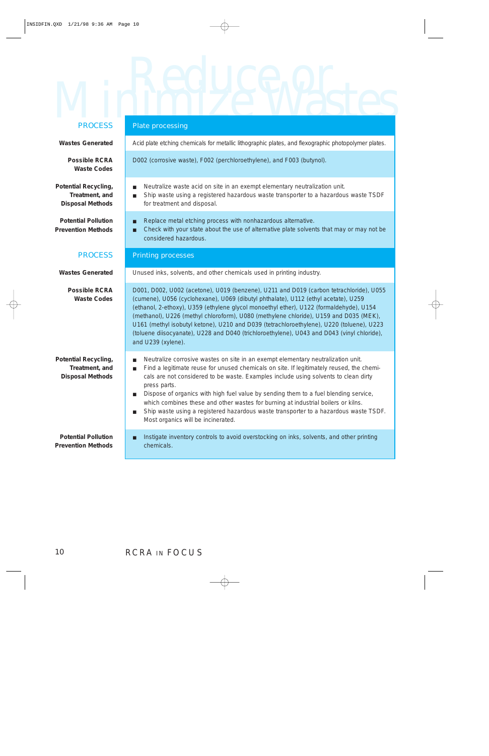# Reduce or Minimize Wastes

| PROCESS | Plate processing |
| --- | --- |
| **Wastes Generated** | Acid plate etching chemicals for metallic lithographic plates, and flexographic photopolymer plates. |
| **Possible RCRA Waste Codes** | D002 (corrosive waste), F002 (perchloroethylene), and F003 (butynol). |
| **Potential Recycling, Treatment, and Disposal Methods** | ■ Neutralize waste acid on site in an exempt elementary neutralization unit.<br>■ Ship waste using a registered hazardous waste transporter to a hazardous waste TSDF for treatment and disposal. |
| **Potential Pollution Prevention Methods** | ■ Replace metal etching process with nonhazardous alternative.<br>■ Check with your state about the use of alternative plate solvents that may or may not be considered hazardous. |

| PROCESS | Printing processes |
| --- | --- |
| **Wastes Generated** | Unused inks, solvents, and other chemicals used in printing industry. |
| **Possible RCRA Waste Codes** | D001, D002, U002 (acetone), U019 (benzene), U211 and D019 (carbon tetrachloride), U055 (cumene), U056 (cyclohexane), U069 (dibutyl phthalate), U112 (ethyl acetate), U259 (ethanol, 2-ethoxy), U359 (ethylene glycol monoethyl ether), U122 (formaldehyde), U154 (methanol), U226 (methyl chloroform), U080 (methylene chloride), U159 and D035 (MEK), U161 (methyl isobutyl ketone), U210 and D039 (tetrachloroethylene), U220 (toluene), U223 (toluene diisocyanate), U228 and D040 (trichloroethylene), U043 and D043 (vinyl chloride), and U239 (xylene). |
| **Potential Recycling, Treatment, and Disposal Methods** | ■ Neutralize corrosive wastes on site in an exempt elementary neutralization unit.<br>■ Find a legitimate reuse for unused chemicals on site. If legitimately reused, the chemicals are not considered to be waste. Examples include using solvents to clean dirty press parts.<br>■ Dispose of organics with high fuel value by sending them to a fuel blending service, which combines these and other wastes for burning at industrial boilers or kilns.<br>■ Ship waste using a registered hazardous waste transporter to a hazardous waste TSDF. Most organics will be incinerated. |
| **Potential Pollution Prevention Methods** | ■ Instigate inventory controls to avoid overstocking on inks, solvents, and other printing chemicals. |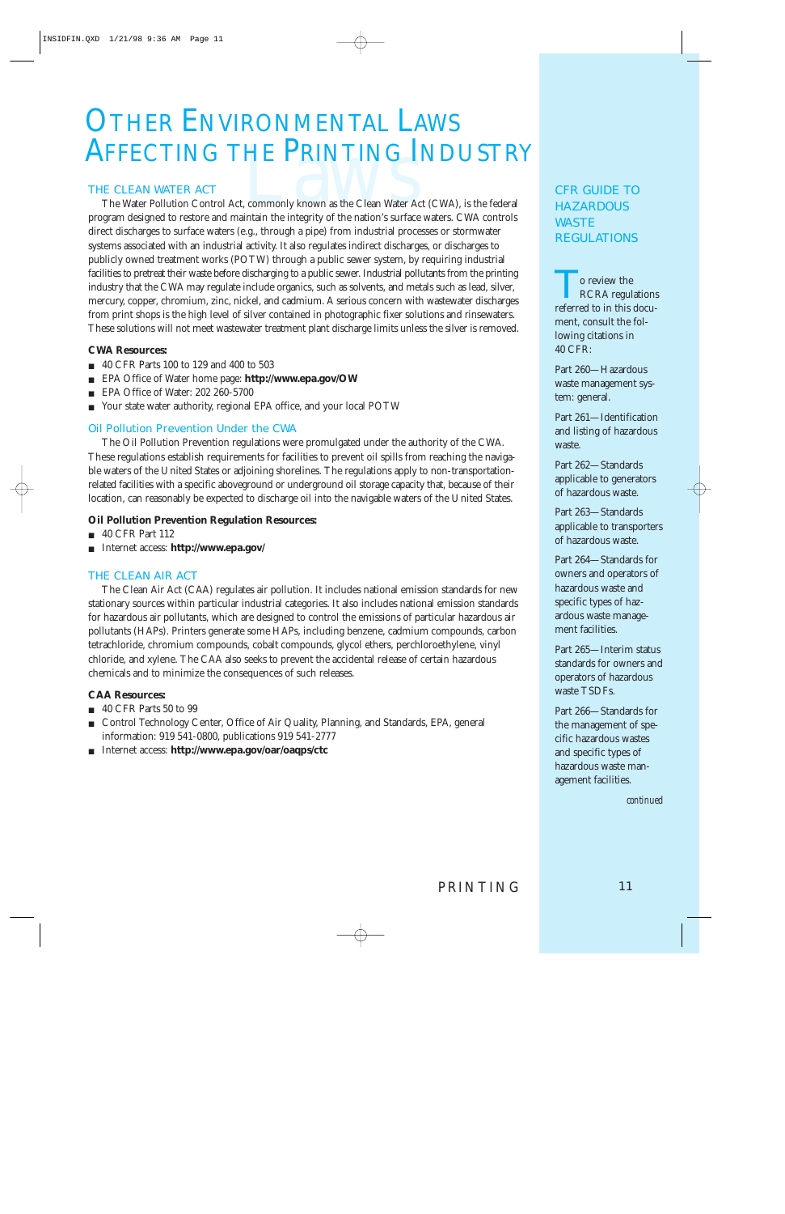# Other Environmental Laws Affecting the Printing Industry

## THE CLEAN WATER ACT

The Water Pollution Control Act, commonly known as the Clean Water Act (CWA), is the federal program designed to restore and maintain the integrity of the nation's surface waters. CWA controls direct discharges to surface waters (e.g., through a pipe) from industrial processes or stormwater systems associated with an industrial activity. It also regulates indirect discharges, or discharges to publicly owned treatment works (POTW) through a public sewer system, by requiring industrial facilities to pretreat their waste before discharging to a public sewer. Industrial pollutants from the printing industry that the CWA may regulate include organics, such as solvents, and metals such as lead, silver, mercury, copper, chromium, zinc, nickel, and cadmium. A serious concern with wastewater discharges from print shops is the high level of silver contained in photographic fixer solutions and rinsewaters. These solutions will not meet wastewater treatment plant discharge limits unless the silver is removed.

**CWA Resources:**

- 40 CFR Parts 100 to 129 and 400 to 503
- EPA Office of Water home page: **http://www.epa.gov/OW**
- EPA Office of Water: 202 260-5700
- Your state water authority, regional EPA office, and your local POTW

### Oil Pollution Prevention Under the CWA

The Oil Pollution Prevention regulations were promulgated under the authority of the CWA. These regulations establish requirements for facilities to prevent oil spills from reaching the navigable waters of the United States or adjoining shorelines. The regulations apply to non-transportation-related facilities with a specific aboveground or underground oil storage capacity that, because of their location, can reasonably be expected to discharge oil into the navigable waters of the United States.

**Oil Pollution Prevention Regulation Resources:**

- 40 CFR Part 112
- Internet access: **http://www.epa.gov/**

## THE CLEAN AIR ACT

The Clean Air Act (CAA) regulates air pollution. It includes national emission standards for new stationary sources within particular industrial categories. It also includes national emission standards for hazardous air pollutants, which are designed to control the emissions of particular hazardous air pollutants (HAPs). Printers generate some HAPs, including benzene, cadmium compounds, carbon tetrachloride, chromium compounds, cobalt compounds, glycol ethers, perchloroethylene, vinyl chloride, and xylene. The CAA also seeks to prevent the accidental release of certain hazardous chemicals and to minimize the consequences of such releases.

**CAA Resources:**

- 40 CFR Parts 50 to 99
- Control Technology Center, Office of Air Quality, Planning, and Standards, EPA, general information: 919 541-0800, publications 919 541-2777
- Internet access: **http://www.epa.gov/oar/oaqps/ctc**

## CFR GUIDE TO HAZARDOUS WASTE REGULATIONS

To review the RCRA regulations referred to in this document, consult the following citations in 40 CFR:

Part 260—Hazardous waste management system: general.

Part 261—Identification and listing of hazardous waste.

Part 262—Standards applicable to generators of hazardous waste.

Part 263—Standards applicable to transporters of hazardous waste.

Part 264—Standards for owners and operators of hazardous waste and specific types of hazardous waste management facilities.

Part 265—Interim status standards for owners and operators of hazardous waste TSDFs.

Part 266—Standards for the management of specific hazardous wastes and specific types of hazardous waste management facilities.

*continued*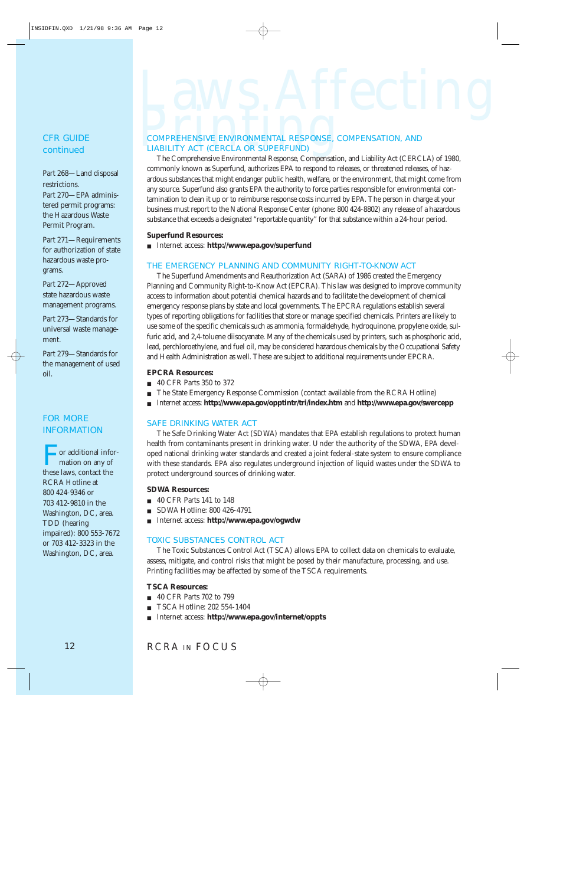# Laws Affecting Printing

## CFR GUIDE continued

Part 268—Land disposal restrictions.

Part 270—EPA administered permit programs: the Hazardous Waste Permit Program.

Part 271—Requirements for authorization of state hazardous waste programs.

Part 272—Approved state hazardous waste management programs.

Part 273—Standards for universal waste management.

Part 279—Standards for the management of used oil.

## FOR MORE INFORMATION

For additional information on any of these laws, contact the RCRA Hotline at 800 424-9346 or 703 412-9810 in the Washington, DC, area. TDD (hearing impaired): 800 553-7672 or 703 412-3323 in the Washington, DC, area.

## COMPREHENSIVE ENVIRONMENTAL RESPONSE, COMPENSATION, AND LIABILITY ACT (CERCLA OR SUPERFUND)

The Comprehensive Environmental Response, Compensation, and Liability Act (CERCLA) of 1980, commonly known as Superfund, authorizes EPA to respond to releases, or threatened releases, of hazardous substances that might endanger public health, welfare, or the environment, that might come from any source. Superfund also grants EPA the authority to force parties responsible for environmental contamination to clean it up or to reimburse response costs incurred by EPA. The person in charge at your business must report to the National Response Center (phone: 800 424-8802) any release of a hazardous substance that exceeds a designated "reportable quantity" for that substance within a 24-hour period.

**Superfund Resources:**

- Internet access: **http://www.epa.gov/superfund**

## THE EMERGENCY PLANNING AND COMMUNITY RIGHT-TO-KNOW ACT

The Superfund Amendments and Reauthorization Act (SARA) of 1986 created the Emergency Planning and Community Right-to-Know Act (EPCRA). This law was designed to improve community access to information about potential chemical hazards and to facilitate the development of chemical emergency response plans by state and local governments. The EPCRA regulations establish several types of reporting obligations for facilities that store or manage specified chemicals. Printers are likely to use some of the specific chemicals such as ammonia, formaldehyde, hydroquinone, propylene oxide, sulfuric acid, and 2,4-toluene diisocyanate. Many of the chemicals used by printers, such as phosphoric acid, lead, perchloroethylene, and fuel oil, may be considered hazardous chemicals by the Occupational Safety and Health Administration as well. These are subject to additional requirements under EPCRA.

**EPCRA Resources:**

- 40 CFR Parts 350 to 372
- The State Emergency Response Commission (contact available from the RCRA Hotline)
- Internet access: **http://www.epa.gov/opptintr/tri/index.htm** and **http://www.epa.gov/swercepp**

## SAFE DRINKING WATER ACT

The Safe Drinking Water Act (SDWA) mandates that EPA establish regulations to protect human health from contaminants present in drinking water. Under the authority of the SDWA, EPA developed national drinking water standards and created a joint federal-state system to ensure compliance with these standards. EPA also regulates underground injection of liquid wastes under the SDWA to protect underground sources of drinking water.

**SDWA Resources:**

- 40 CFR Parts 141 to 148
- SDWA Hotline: 800 426-4791
- Internet access: **http://www.epa.gov/ogwdw**

## TOXIC SUBSTANCES CONTROL ACT

The Toxic Substances Control Act (TSCA) allows EPA to collect data on chemicals to evaluate, assess, mitigate, and control risks that might be posed by their manufacture, processing, and use. Printing facilities may be affected by some of the TSCA requirements.

**TSCA Resources:**

- 40 CFR Parts 702 to 799
- TSCA Hotline: 202 554-1404
- Internet access: **http://www.epa.gov/internet/oppts**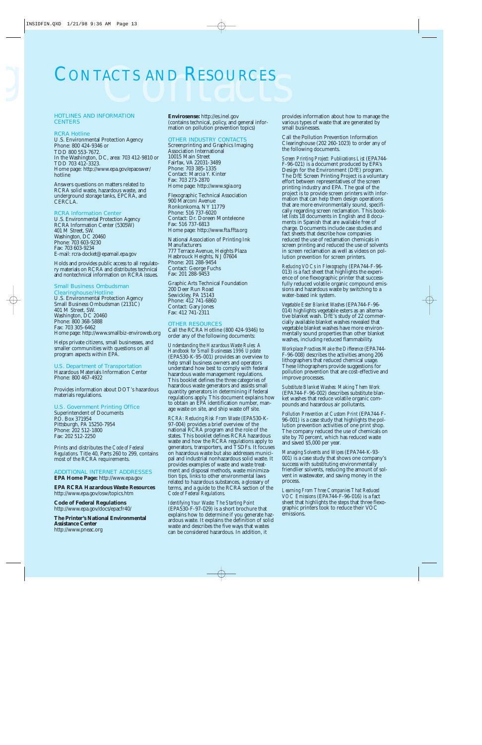# CONTACTS AND RESOURCES

## HOTLINES AND INFORMATION CENTERS

### RCRA Hotline

U.S. Environmental Protection Agency
Phone: 800 424-9346 or
TDD 800 553-7672.
In the Washington, DC, area: 703 412-9810 or
TDD 703 412-3323.
Home page: http://www.epa.gov/epaoswer/hotline

Answers questions on matters related to RCRA solid waste, hazardous waste, and underground storage tanks, EPCRA, and CERCLA.

### RCRA Information Center

U.S. Environmental Protection Agency
RCRA Information Center (5305W)
401 M Street, SW.
Washington, DC 20460
Phone: 703 603-9230
Fax: 703 603-9234
E-mail: rcra-docket@epamail.epa.gov

Holds and provides public access to all regulatory materials on RCRA and distributes technical and nontechnical information on RCRA issues.

### Small Business Ombudsman Clearinghouse/Hotline

U.S. Environmental Protection Agency
Small Business Ombudsman (2131C)
401 M Street, SW.
Washington, DC 20460
Phone: 800 368-5888
Fax: 703 305-6462
Home page: http://www.smallbiz-enviroweb.org

Helps private citizens, small businesses, and smaller communities with questions on all program aspects within EPA.

### U.S. Department of Transportation

Hazardous Materials Information Center
Phone: 800 467-4922

Provides information about DOT's hazardous materials regulations.

### U.S. Government Printing Office

Superintendent of Documents
P.O. Box 371954
Pittsburgh, PA 15250-7954
Phone: 202 512-1800
Fax: 202 512-2250

Prints and distributes the *Code of Federal Regulations*. Title 40, Parts 260 to 299, contains most of the RCRA requirements.

## ADDITIONAL INTERNET ADDRESSES

**EPA Home Page:** http://www.epa.gov

**EPA RCRA Hazardous Waste Resources**
http://www.epa.gov/osw/topics.htm

**Code of Federal Regulations**
http://www.epa.gov/docs/epacfr40/

**The Printer's National Environmental Assistance Center**
http://www.pneac.org

**Envirosense:** http://es.inel.gov
(contains technical, policy, and general information on pollution prevention topics)

## OTHER INDUSTRY CONTACTS

Screenprinting and Graphics Imaging Association International
10015 Main Street
Fairfax, VA 22031-3489
Phone: 703 385-1335
Contact: Marcia Y. Kinter
Fax: 703 273-2870
Home page: http://www.sgia.org

Flexographic Technical Association
900 Marconi Avenue
Ronkonkoma, NY 11779
Phone: 516 737-6020
Contact: Dr. Doreen Monteleone
Fax: 516 737-6813
Home page: http://www.fta.ffta.org

National Association of Printing Ink Manufacturers
777 Terrace Avenue, Heights Plaza
Hasbrouck Heights, NJ 07604
Phone: 201 288-9454
Contact: George Fuchs
Fax: 201 288-9453

Graphic Arts Technical Foundation
200 Deer Run Road
Sewickley, PA 15143
Phone: 412 741-6860
Contact: Gary Jones
Fax: 412 741-2311

## OTHER RESOURCES

Call the RCRA Hotline (800 424-9346) to order any of the following documents.

*Understanding the Hazardous Waste Rules: A Handbook for Small Businesses 1996 Update* (EPA530-K-95-001) provides an overview to help small business owners and operators understand how best to comply with federal hazardous waste management regulations. This booklet defines the three categories of hazardous waste generators and assists small quantity generators in determining if federal regulations apply. This document explains how to obtain an EPA identification number, manage waste on site, and ship waste off site.

*RCRA: Reducing Risk From Waste* (EPA530-K-97-004) provides a brief overview of the national RCRA program and the role of the states. This booklet defines RCRA hazardous waste and how the RCRA regulations apply to generators, transporters, and TSDFs. It focuses on hazardous waste but also addresses municipal and industrial nonhazardous solid waste. It provides examples of waste and waste treatment and disposal methods, waste minimization tips, links to other environmental laws related to hazardous substances, a glossary of terms, and a guide to the RCRA section of the *Code of Federal Regulations*.

*Identifying Your Waste: The Starting Point* (EPA530-F-97-029) is a short brochure that explains how to determine if you generate hazardous waste. It explains the definition of solid waste and describes the five ways that wastes can be considered hazardous. In addition, it provides information about how to manage the various types of waste that are generated by small businesses.

Call the Pollution Prevention Information Clearinghouse (202 260-1023) to order any of the following documents.

*Screen Printing Project: Publications List* (EPA744-F-96-021) is a document produced by EPA's Design for the Environment (DfE) program. The DfE Screen Printing Project is a voluntary effort between representatives of the screen printing industry and EPA. The goal of the project is to provide screen printers with information that can help them design operations that are more environmentally sound, specifically regarding screen reclamation. This booklet lists 18 documents in English and 8 documents in Spanish that are available free of charge. Documents include case studies and fact sheets that describe how companies reduced the use of reclamation chemicals in screen printing and reduced the use of solvents in screen reclamation as well as videos on pollution prevention for screen printers.

*Reducing VOCs in Flexography* (EPA744-F-96-013) is a fact sheet that highlights the experience of one flexographic printer that successfully reduced volatile organic compound emissions and hazardous waste by switching to a water-based ink system.

*Vegetable Ester Blanket Washes* (EPA744-F-96-014) highlights vegetable esters as an alternative blanket wash. DfE's study of 22 commercially available blanket washes revealed that vegetable blanket washes have more environmentally sound properties than other blanket washes, including reduced flammability.

*Workplace Practices Make the Difference* (EPA744-F-96-008) describes the activities among 206 lithographers that reduced chemical usage. These lithographers provide suggestions for pollution prevention that are cost-effective and improve processes.

*Substitute Blanket Washes: Making Them Work* (EPA744-F-96-002) describes substitute blanket washes that reduce volatile organic compounds and hazardous air pollutants.

*Pollution Prevention at Custom Print* (EPA744-F-96-001) is a case study that highlights the pollution prevention activities of one print shop. The company reduced the use of chemicals on site by 70 percent, which has reduced waste and saved $5,000 per year.

*Managing Solvents and Wipes* (EPA744-K-93-001) is a case study that shows one company's success with substituting environmentally friendlier solvents, reducing the amount of solvent in wastewater, and saving money in the process.

*Learning From Three Companies That Reduced VOC Emissions* (EPA744-F-96-016) is a fact sheet that highlights the steps that three flexographic printers took to reduce their VOC emissions.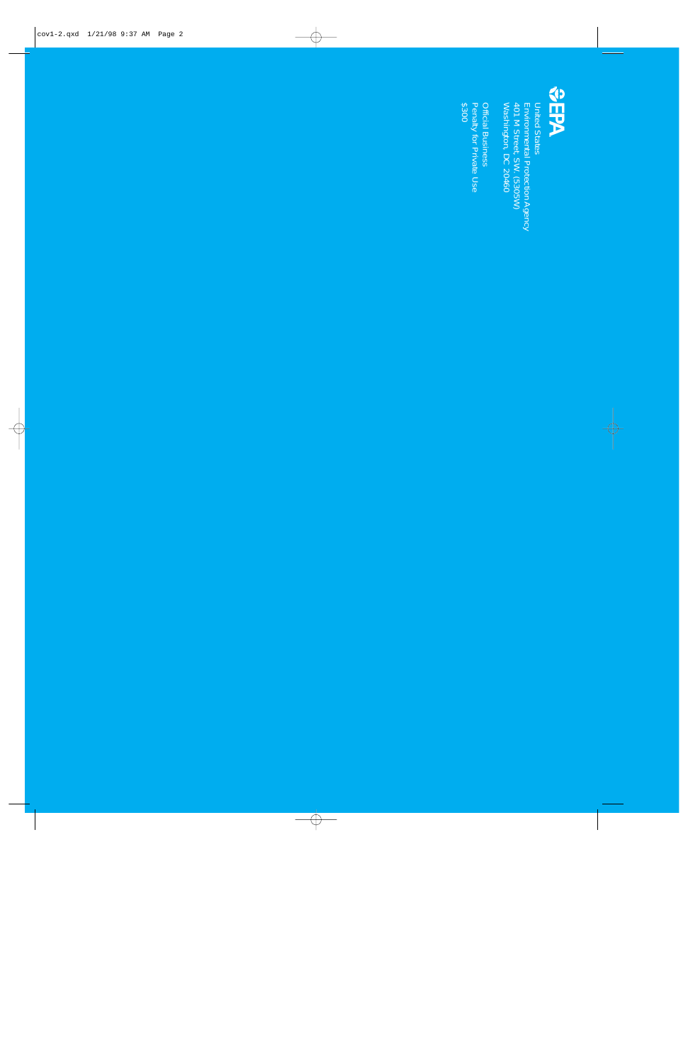**EPA**

United States
Environmental Protection Agency
401 M Street, SW (5305W)
Washington, DC 20460

Official Business
Penalty for Private Use
$300